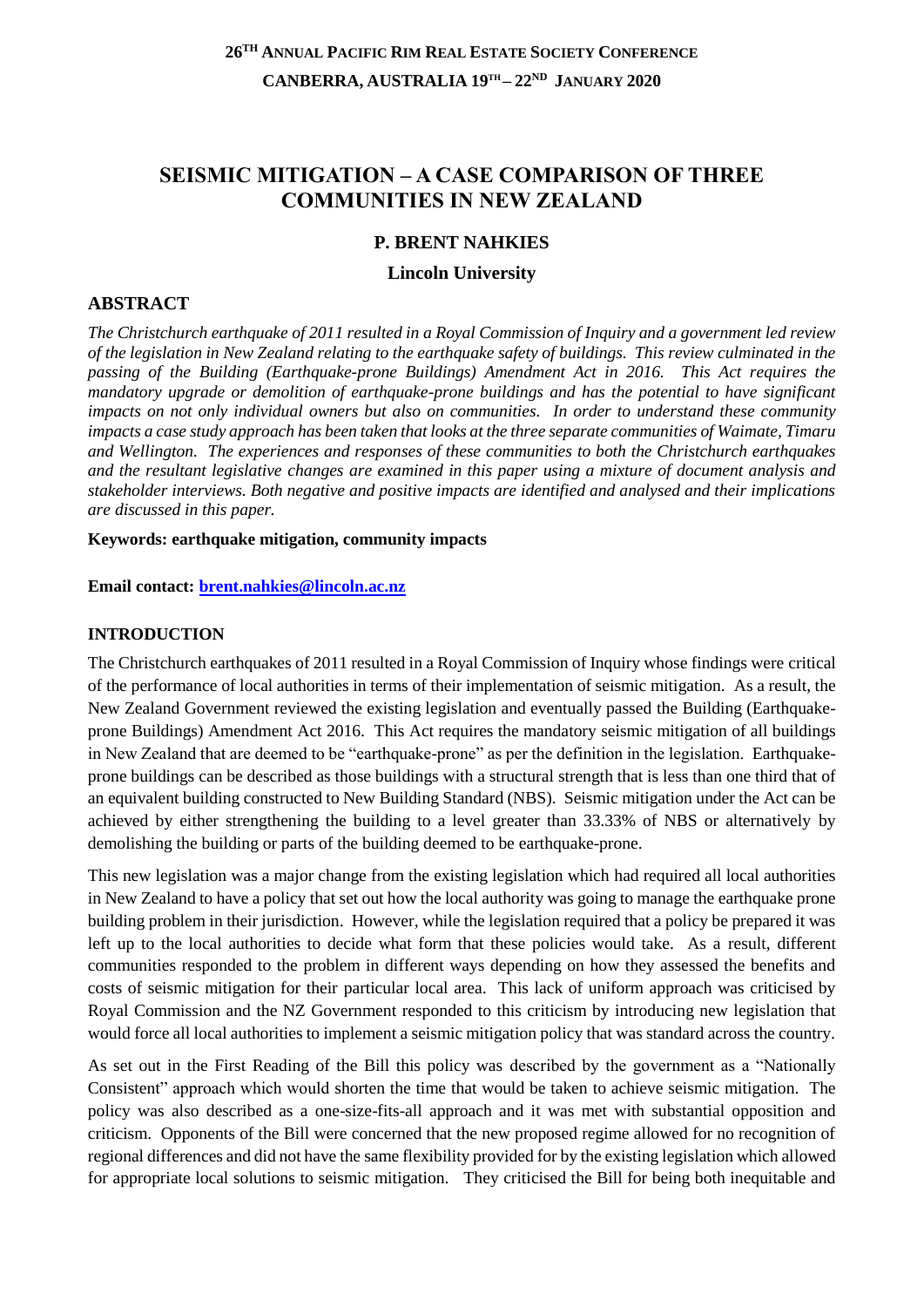**26TH ANNUAL PACIFIC RIM REAL ESTATE SOCIETY CONFERENCE**

**CANBERRA, AUSTRALIA 19TH – 22ND JANUARY 2020**

# SEISMIC MITIGATION – A CASE COMPARISON OF THREE COMMUNITIES IN NEW ZEALAND

**P. BRENT NAHKIES**

**Lincoln University**

## ABSTRACT

*The Christchurch earthquake of 2011 resulted in a Royal Commission of Inquiry and a government led review of the legislation in New Zealand relating to the earthquake safety of buildings. This review culminated in the passing of the Building (Earthquake-prone Buildings) Amendment Act in 2016. This Act requires the mandatory upgrade or demolition of earthquake-prone buildings and has the potential to have significant impacts on not only individual owners but also on communities. In order to understand these community impacts a case study approach has been taken that looks at the three separate communities of Waimate, Timaru and Wellington. The experiences and responses of these communities to both the Christchurch earthquakes and the resultant legislative changes are examined in this paper using a mixture of document analysis and stakeholder interviews. Both negative and positive impacts are identified and analysed and their implications are discussed in this paper.*

**Keywords: earthquake mitigation, community impacts**

**Email contact: brent.nahkies@lincoln.ac.nz**

## INTRODUCTION

The Christchurch earthquakes of 2011 resulted in a Royal Commission of Inquiry whose findings were critical of the performance of local authorities in terms of their implementation of seismic mitigation. As a result, the New Zealand Government reviewed the existing legislation and eventually passed the Building (Earthquake-prone Buildings) Amendment Act 2016. This Act requires the mandatory seismic mitigation of all buildings in New Zealand that are deemed to be "earthquake-prone" as per the definition in the legislation. Earthquake-prone buildings can be described as those buildings with a structural strength that is less than one third that of an equivalent building constructed to New Building Standard (NBS). Seismic mitigation under the Act can be achieved by either strengthening the building to a level greater than 33.33% of NBS or alternatively by demolishing the building or parts of the building deemed to be earthquake-prone.

This new legislation was a major change from the existing legislation which had required all local authorities in New Zealand to have a policy that set out how the local authority was going to manage the earthquake prone building problem in their jurisdiction. However, while the legislation required that a policy be prepared it was left up to the local authorities to decide what form that these policies would take. As a result, different communities responded to the problem in different ways depending on how they assessed the benefits and costs of seismic mitigation for their particular local area. This lack of uniform approach was criticised by Royal Commission and the NZ Government responded to this criticism by introducing new legislation that would force all local authorities to implement a seismic mitigation policy that was standard across the country.

As set out in the First Reading of the Bill this policy was described by the government as a "Nationally Consistent" approach which would shorten the time that would be taken to achieve seismic mitigation. The policy was also described as a one-size-fits-all approach and it was met with substantial opposition and criticism. Opponents of the Bill were concerned that the new proposed regime allowed for no recognition of regional differences and did not have the same flexibility provided for by the existing legislation which allowed for appropriate local solutions to seismic mitigation. They criticised the Bill for being both inequitable and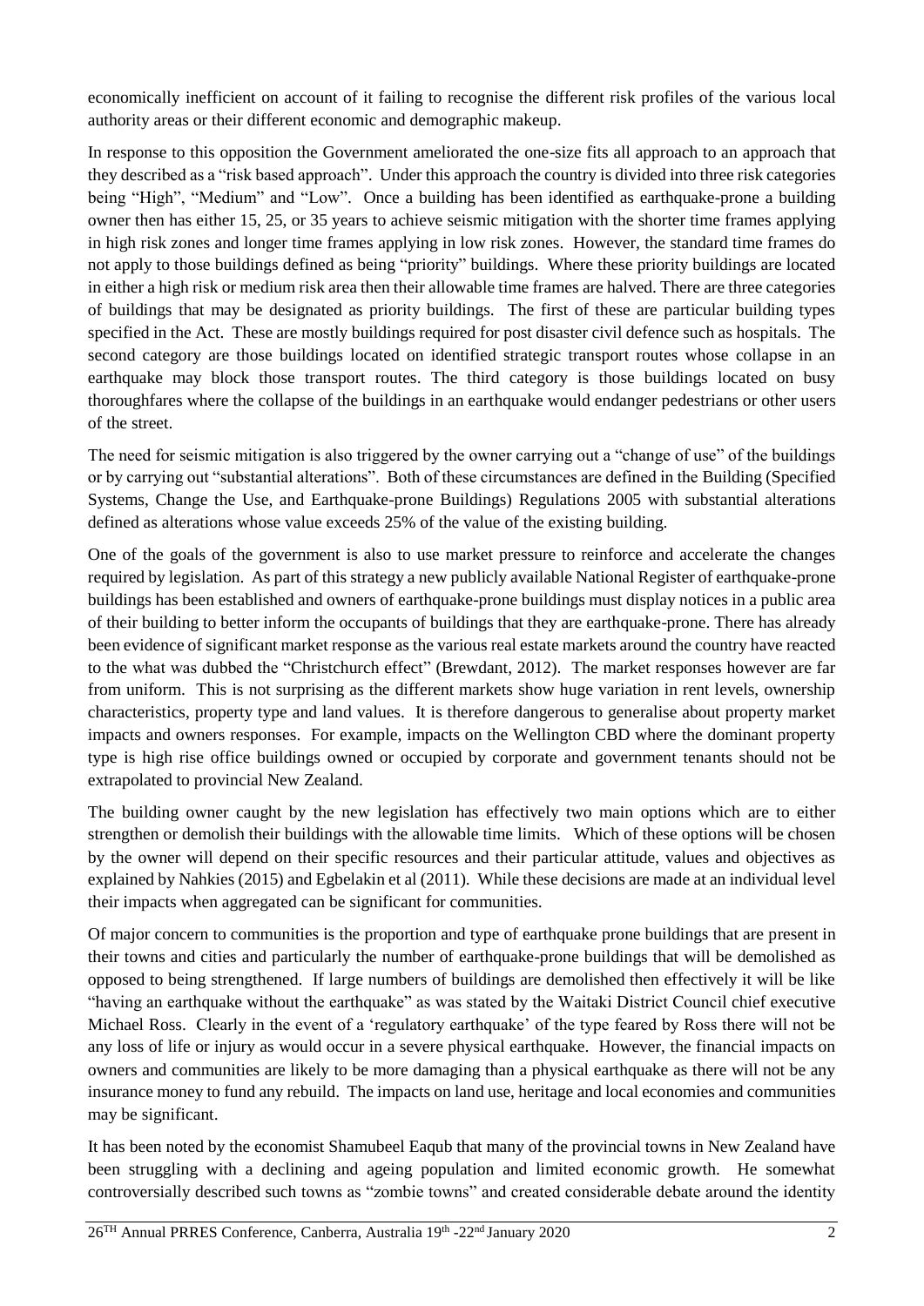economically inefficient on account of it failing to recognise the different risk profiles of the various local authority areas or their different economic and demographic makeup.

In response to this opposition the Government ameliorated the one-size fits all approach to an approach that they described as a "risk based approach". Under this approach the country is divided into three risk categories being "High", "Medium" and "Low". Once a building has been identified as earthquake-prone a building owner then has either 15, 25, or 35 years to achieve seismic mitigation with the shorter time frames applying in high risk zones and longer time frames applying in low risk zones. However, the standard time frames do not apply to those buildings defined as being "priority" buildings. Where these priority buildings are located in either a high risk or medium risk area then their allowable time frames are halved. There are three categories of buildings that may be designated as priority buildings. The first of these are particular building types specified in the Act. These are mostly buildings required for post disaster civil defence such as hospitals. The second category are those buildings located on identified strategic transport routes whose collapse in an earthquake may block those transport routes. The third category is those buildings located on busy thoroughfares where the collapse of the buildings in an earthquake would endanger pedestrians or other users of the street.

The need for seismic mitigation is also triggered by the owner carrying out a "change of use" of the buildings or by carrying out "substantial alterations". Both of these circumstances are defined in the Building (Specified Systems, Change the Use, and Earthquake-prone Buildings) Regulations 2005 with substantial alterations defined as alterations whose value exceeds 25% of the value of the existing building.

One of the goals of the government is also to use market pressure to reinforce and accelerate the changes required by legislation. As part of this strategy a new publicly available National Register of earthquake-prone buildings has been established and owners of earthquake-prone buildings must display notices in a public area of their building to better inform the occupants of buildings that they are earthquake-prone. There has already been evidence of significant market response as the various real estate markets around the country have reacted to the what was dubbed the "Christchurch effect" (Brewdant, 2012). The market responses however are far from uniform. This is not surprising as the different markets show huge variation in rent levels, ownership characteristics, property type and land values. It is therefore dangerous to generalise about property market impacts and owners responses. For example, impacts on the Wellington CBD where the dominant property type is high rise office buildings owned or occupied by corporate and government tenants should not be extrapolated to provincial New Zealand.

The building owner caught by the new legislation has effectively two main options which are to either strengthen or demolish their buildings with the allowable time limits. Which of these options will be chosen by the owner will depend on their specific resources and their particular attitude, values and objectives as explained by Nahkies (2015) and Egbelakin et al (2011). While these decisions are made at an individual level their impacts when aggregated can be significant for communities.

Of major concern to communities is the proportion and type of earthquake prone buildings that are present in their towns and cities and particularly the number of earthquake-prone buildings that will be demolished as opposed to being strengthened. If large numbers of buildings are demolished then effectively it will be like "having an earthquake without the earthquake" as was stated by the Waitaki District Council chief executive Michael Ross. Clearly in the event of a 'regulatory earthquake' of the type feared by Ross there will not be any loss of life or injury as would occur in a severe physical earthquake. However, the financial impacts on owners and communities are likely to be more damaging than a physical earthquake as there will not be any insurance money to fund any rebuild. The impacts on land use, heritage and local economies and communities may be significant.

It has been noted by the economist Shamubeel Eaqub that many of the provincial towns in New Zealand have been struggling with a declining and ageing population and limited economic growth. He somewhat controversially described such towns as "zombie towns" and created considerable debate around the identity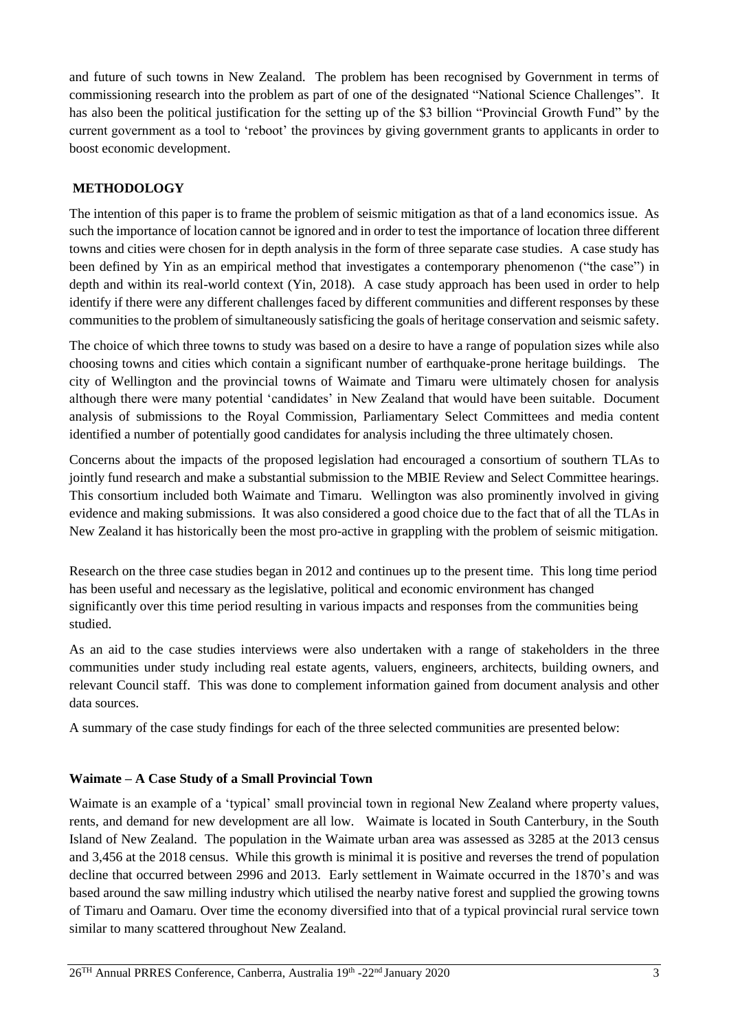and future of such towns in New Zealand. The problem has been recognised by Government in terms of commissioning research into the problem as part of one of the designated "National Science Challenges". It has also been the political justification for the setting up of the $3 billion "Provincial Growth Fund" by the current government as a tool to 'reboot' the provinces by giving government grants to applicants in order to boost economic development.

## METHODOLOGY

The intention of this paper is to frame the problem of seismic mitigation as that of a land economics issue. As such the importance of location cannot be ignored and in order to test the importance of location three different towns and cities were chosen for in depth analysis in the form of three separate case studies. A case study has been defined by Yin as an empirical method that investigates a contemporary phenomenon ("the case") in depth and within its real-world context (Yin, 2018). A case study approach has been used in order to help identify if there were any different challenges faced by different communities and different responses by these communities to the problem of simultaneously satisficing the goals of heritage conservation and seismic safety.

The choice of which three towns to study was based on a desire to have a range of population sizes while also choosing towns and cities which contain a significant number of earthquake-prone heritage buildings. The city of Wellington and the provincial towns of Waimate and Timaru were ultimately chosen for analysis although there were many potential 'candidates' in New Zealand that would have been suitable. Document analysis of submissions to the Royal Commission, Parliamentary Select Committees and media content identified a number of potentially good candidates for analysis including the three ultimately chosen.

Concerns about the impacts of the proposed legislation had encouraged a consortium of southern TLAs to jointly fund research and make a substantial submission to the MBIE Review and Select Committee hearings. This consortium included both Waimate and Timaru. Wellington was also prominently involved in giving evidence and making submissions. It was also considered a good choice due to the fact that of all the TLAs in New Zealand it has historically been the most pro-active in grappling with the problem of seismic mitigation.

Research on the three case studies began in 2012 and continues up to the present time. This long time period has been useful and necessary as the legislative, political and economic environment has changed significantly over this time period resulting in various impacts and responses from the communities being studied.

As an aid to the case studies interviews were also undertaken with a range of stakeholders in the three communities under study including real estate agents, valuers, engineers, architects, building owners, and relevant Council staff. This was done to complement information gained from document analysis and other data sources.

A summary of the case study findings for each of the three selected communities are presented below:

### Waimate – A Case Study of a Small Provincial Town

Waimate is an example of a 'typical' small provincial town in regional New Zealand where property values, rents, and demand for new development are all low. Waimate is located in South Canterbury, in the South Island of New Zealand. The population in the Waimate urban area was assessed as 3285 at the 2013 census and 3,456 at the 2018 census. While this growth is minimal it is positive and reverses the trend of population decline that occurred between 2996 and 2013. Early settlement in Waimate occurred in the 1870's and was based around the saw milling industry which utilised the nearby native forest and supplied the growing towns of Timaru and Oamaru. Over time the economy diversified into that of a typical provincial rural service town similar to many scattered throughout New Zealand.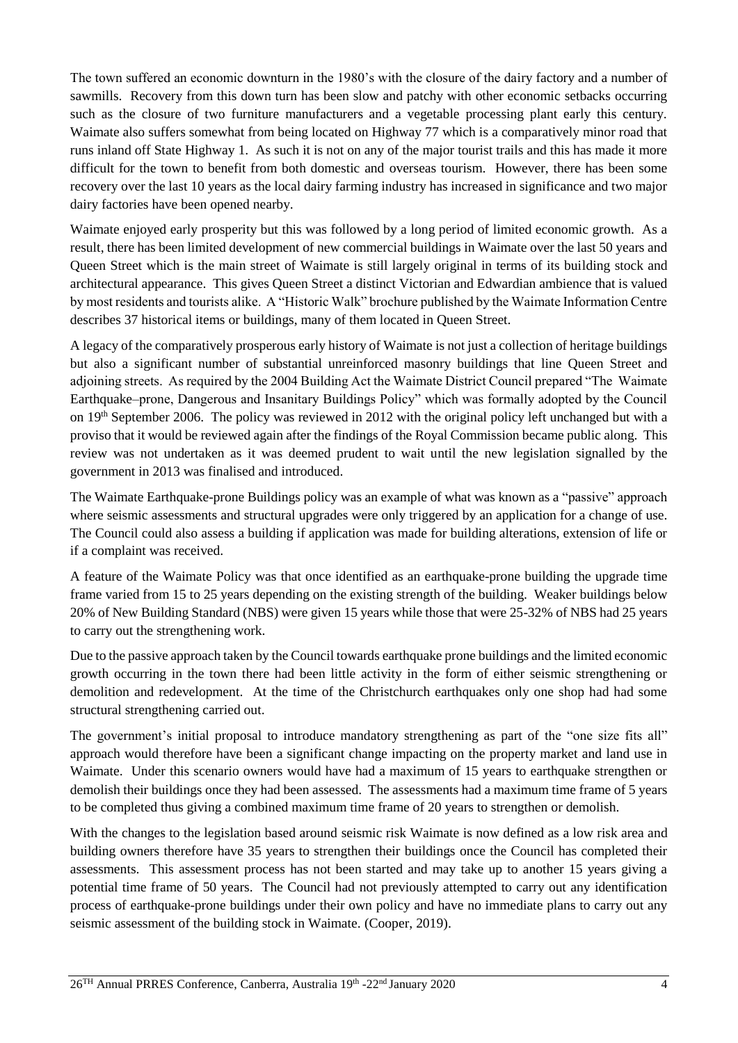The town suffered an economic downturn in the 1980's with the closure of the dairy factory and a number of sawmills. Recovery from this down turn has been slow and patchy with other economic setbacks occurring such as the closure of two furniture manufacturers and a vegetable processing plant early this century. Waimate also suffers somewhat from being located on Highway 77 which is a comparatively minor road that runs inland off State Highway 1. As such it is not on any of the major tourist trails and this has made it more difficult for the town to benefit from both domestic and overseas tourism. However, there has been some recovery over the last 10 years as the local dairy farming industry has increased in significance and two major dairy factories have been opened nearby.

Waimate enjoyed early prosperity but this was followed by a long period of limited economic growth. As a result, there has been limited development of new commercial buildings in Waimate over the last 50 years and Queen Street which is the main street of Waimate is still largely original in terms of its building stock and architectural appearance. This gives Queen Street a distinct Victorian and Edwardian ambience that is valued by most residents and tourists alike. A "Historic Walk" brochure published by the Waimate Information Centre describes 37 historical items or buildings, many of them located in Queen Street.

A legacy of the comparatively prosperous early history of Waimate is not just a collection of heritage buildings but also a significant number of substantial unreinforced masonry buildings that line Queen Street and adjoining streets. As required by the 2004 Building Act the Waimate District Council prepared "The Waimate Earthquake–prone, Dangerous and Insanitary Buildings Policy" which was formally adopted by the Council on 19th September 2006. The policy was reviewed in 2012 with the original policy left unchanged but with a proviso that it would be reviewed again after the findings of the Royal Commission became public along. This review was not undertaken as it was deemed prudent to wait until the new legislation signalled by the government in 2013 was finalised and introduced.

The Waimate Earthquake-prone Buildings policy was an example of what was known as a "passive" approach where seismic assessments and structural upgrades were only triggered by an application for a change of use. The Council could also assess a building if application was made for building alterations, extension of life or if a complaint was received.

A feature of the Waimate Policy was that once identified as an earthquake-prone building the upgrade time frame varied from 15 to 25 years depending on the existing strength of the building. Weaker buildings below 20% of New Building Standard (NBS) were given 15 years while those that were 25-32% of NBS had 25 years to carry out the strengthening work.

Due to the passive approach taken by the Council towards earthquake prone buildings and the limited economic growth occurring in the town there had been little activity in the form of either seismic strengthening or demolition and redevelopment. At the time of the Christchurch earthquakes only one shop had had some structural strengthening carried out.

The government's initial proposal to introduce mandatory strengthening as part of the "one size fits all" approach would therefore have been a significant change impacting on the property market and land use in Waimate. Under this scenario owners would have had a maximum of 15 years to earthquake strengthen or demolish their buildings once they had been assessed. The assessments had a maximum time frame of 5 years to be completed thus giving a combined maximum time frame of 20 years to strengthen or demolish.

With the changes to the legislation based around seismic risk Waimate is now defined as a low risk area and building owners therefore have 35 years to strengthen their buildings once the Council has completed their assessments. This assessment process has not been started and may take up to another 15 years giving a potential time frame of 50 years. The Council had not previously attempted to carry out any identification process of earthquake-prone buildings under their own policy and have no immediate plans to carry out any seismic assessment of the building stock in Waimate. (Cooper, 2019).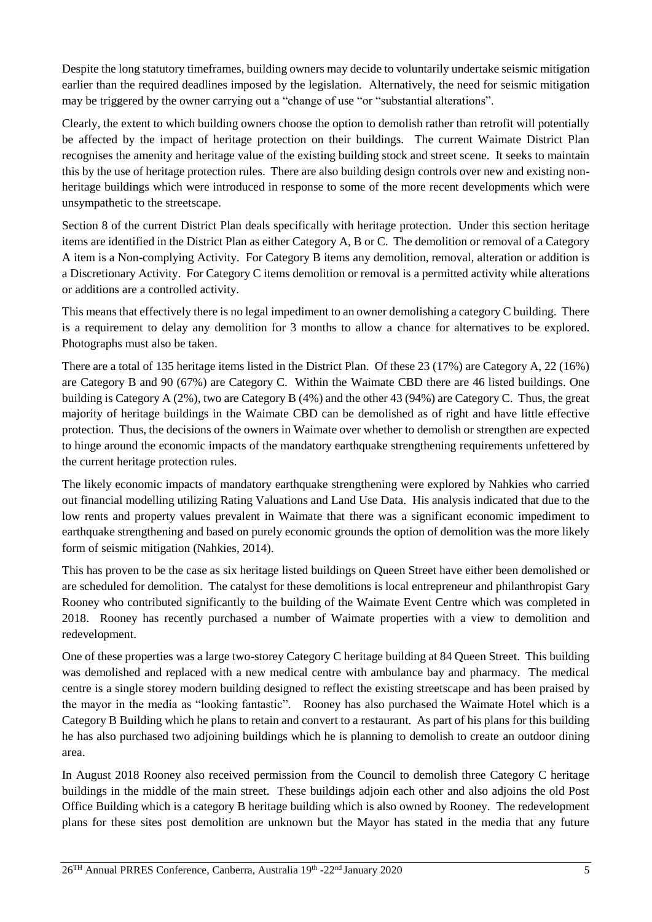Despite the long statutory timeframes, building owners may decide to voluntarily undertake seismic mitigation earlier than the required deadlines imposed by the legislation. Alternatively, the need for seismic mitigation may be triggered by the owner carrying out a "change of use "or "substantial alterations".

Clearly, the extent to which building owners choose the option to demolish rather than retrofit will potentially be affected by the impact of heritage protection on their buildings. The current Waimate District Plan recognises the amenity and heritage value of the existing building stock and street scene. It seeks to maintain this by the use of heritage protection rules. There are also building design controls over new and existing non-heritage buildings which were introduced in response to some of the more recent developments which were unsympathetic to the streetscape.

Section 8 of the current District Plan deals specifically with heritage protection. Under this section heritage items are identified in the District Plan as either Category A, B or C. The demolition or removal of a Category A item is a Non-complying Activity. For Category B items any demolition, removal, alteration or addition is a Discretionary Activity. For Category C items demolition or removal is a permitted activity while alterations or additions are a controlled activity.

This means that effectively there is no legal impediment to an owner demolishing a category C building. There is a requirement to delay any demolition for 3 months to allow a chance for alternatives to be explored. Photographs must also be taken.

There are a total of 135 heritage items listed in the District Plan. Of these 23 (17%) are Category A, 22 (16%) are Category B and 90 (67%) are Category C. Within the Waimate CBD there are 46 listed buildings. One building is Category A (2%), two are Category B (4%) and the other 43 (94%) are Category C. Thus, the great majority of heritage buildings in the Waimate CBD can be demolished as of right and have little effective protection. Thus, the decisions of the owners in Waimate over whether to demolish or strengthen are expected to hinge around the economic impacts of the mandatory earthquake strengthening requirements unfettered by the current heritage protection rules.

The likely economic impacts of mandatory earthquake strengthening were explored by Nahkies who carried out financial modelling utilizing Rating Valuations and Land Use Data. His analysis indicated that due to the low rents and property values prevalent in Waimate that there was a significant economic impediment to earthquake strengthening and based on purely economic grounds the option of demolition was the more likely form of seismic mitigation (Nahkies, 2014).

This has proven to be the case as six heritage listed buildings on Queen Street have either been demolished or are scheduled for demolition. The catalyst for these demolitions is local entrepreneur and philanthropist Gary Rooney who contributed significantly to the building of the Waimate Event Centre which was completed in 2018. Rooney has recently purchased a number of Waimate properties with a view to demolition and redevelopment.

One of these properties was a large two-storey Category C heritage building at 84 Queen Street. This building was demolished and replaced with a new medical centre with ambulance bay and pharmacy. The medical centre is a single storey modern building designed to reflect the existing streetscape and has been praised by the mayor in the media as "looking fantastic". Rooney has also purchased the Waimate Hotel which is a Category B Building which he plans to retain and convert to a restaurant. As part of his plans for this building he has also purchased two adjoining buildings which he is planning to demolish to create an outdoor dining area.

In August 2018 Rooney also received permission from the Council to demolish three Category C heritage buildings in the middle of the main street. These buildings adjoin each other and also adjoins the old Post Office Building which is a category B heritage building which is also owned by Rooney. The redevelopment plans for these sites post demolition are unknown but the Mayor has stated in the media that any future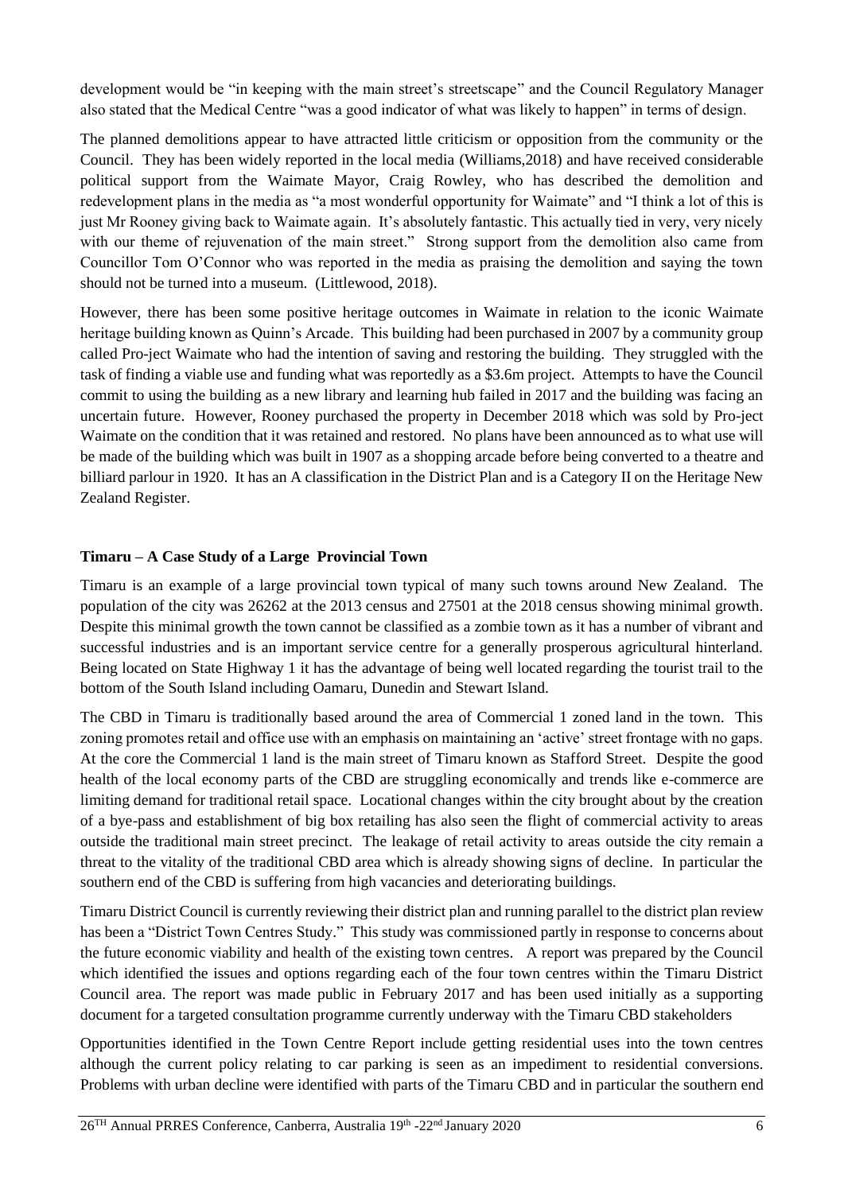development would be "in keeping with the main street's streetscape" and the Council Regulatory Manager also stated that the Medical Centre "was a good indicator of what was likely to happen" in terms of design.

The planned demolitions appear to have attracted little criticism or opposition from the community or the Council. They has been widely reported in the local media (Williams,2018) and have received considerable political support from the Waimate Mayor, Craig Rowley, who has described the demolition and redevelopment plans in the media as "a most wonderful opportunity for Waimate" and "I think a lot of this is just Mr Rooney giving back to Waimate again. It's absolutely fantastic. This actually tied in very, very nicely with our theme of rejuvenation of the main street." Strong support from the demolition also came from Councillor Tom O'Connor who was reported in the media as praising the demolition and saying the town should not be turned into a museum. (Littlewood, 2018).

However, there has been some positive heritage outcomes in Waimate in relation to the iconic Waimate heritage building known as Quinn's Arcade. This building had been purchased in 2007 by a community group called Pro-ject Waimate who had the intention of saving and restoring the building. They struggled with the task of finding a viable use and funding what was reportedly as a \$3.6m project. Attempts to have the Council commit to using the building as a new library and learning hub failed in 2017 and the building was facing an uncertain future. However, Rooney purchased the property in December 2018 which was sold by Pro-ject Waimate on the condition that it was retained and restored. No plans have been announced as to what use will be made of the building which was built in 1907 as a shopping arcade before being converted to a theatre and billiard parlour in 1920. It has an A classification in the District Plan and is a Category II on the Heritage New Zealand Register.

**Timaru – A Case Study of a Large Provincial Town**

Timaru is an example of a large provincial town typical of many such towns around New Zealand. The population of the city was 26262 at the 2013 census and 27501 at the 2018 census showing minimal growth. Despite this minimal growth the town cannot be classified as a zombie town as it has a number of vibrant and successful industries and is an important service centre for a generally prosperous agricultural hinterland. Being located on State Highway 1 it has the advantage of being well located regarding the tourist trail to the bottom of the South Island including Oamaru, Dunedin and Stewart Island.

The CBD in Timaru is traditionally based around the area of Commercial 1 zoned land in the town. This zoning promotes retail and office use with an emphasis on maintaining an 'active' street frontage with no gaps. At the core the Commercial 1 land is the main street of Timaru known as Stafford Street. Despite the good health of the local economy parts of the CBD are struggling economically and trends like e-commerce are limiting demand for traditional retail space. Locational changes within the city brought about by the creation of a bye-pass and establishment of big box retailing has also seen the flight of commercial activity to areas outside the traditional main street precinct. The leakage of retail activity to areas outside the city remain a threat to the vitality of the traditional CBD area which is already showing signs of decline. In particular the southern end of the CBD is suffering from high vacancies and deteriorating buildings.

Timaru District Council is currently reviewing their district plan and running parallel to the district plan review has been a "District Town Centres Study." This study was commissioned partly in response to concerns about the future economic viability and health of the existing town centres. A report was prepared by the Council which identified the issues and options regarding each of the four town centres within the Timaru District Council area. The report was made public in February 2017 and has been used initially as a supporting document for a targeted consultation programme currently underway with the Timaru CBD stakeholders

Opportunities identified in the Town Centre Report include getting residential uses into the town centres although the current policy relating to car parking is seen as an impediment to residential conversions. Problems with urban decline were identified with parts of the Timaru CBD and in particular the southern end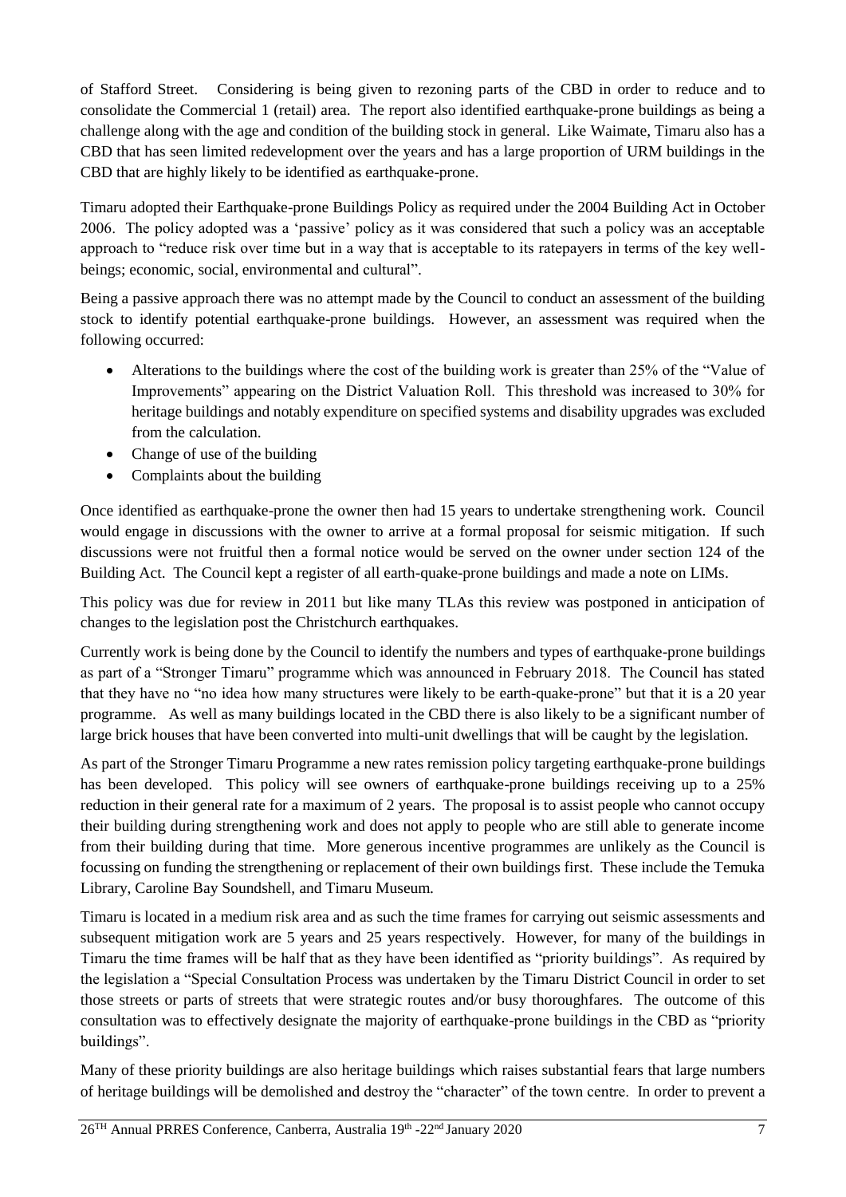of Stafford Street. Considering is being given to rezoning parts of the CBD in order to reduce and to consolidate the Commercial 1 (retail) area. The report also identified earthquake-prone buildings as being a challenge along with the age and condition of the building stock in general. Like Waimate, Timaru also has a CBD that has seen limited redevelopment over the years and has a large proportion of URM buildings in the CBD that are highly likely to be identified as earthquake-prone.

Timaru adopted their Earthquake-prone Buildings Policy as required under the 2004 Building Act in October 2006. The policy adopted was a 'passive' policy as it was considered that such a policy was an acceptable approach to "reduce risk over time but in a way that is acceptable to its ratepayers in terms of the key well-beings; economic, social, environmental and cultural".

Being a passive approach there was no attempt made by the Council to conduct an assessment of the building stock to identify potential earthquake-prone buildings. However, an assessment was required when the following occurred:

- Alterations to the buildings where the cost of the building work is greater than 25% of the "Value of Improvements" appearing on the District Valuation Roll. This threshold was increased to 30% for heritage buildings and notably expenditure on specified systems and disability upgrades was excluded from the calculation.
- Change of use of the building
- Complaints about the building

Once identified as earthquake-prone the owner then had 15 years to undertake strengthening work. Council would engage in discussions with the owner to arrive at a formal proposal for seismic mitigation. If such discussions were not fruitful then a formal notice would be served on the owner under section 124 of the Building Act. The Council kept a register of all earth-quake-prone buildings and made a note on LIMs.

This policy was due for review in 2011 but like many TLAs this review was postponed in anticipation of changes to the legislation post the Christchurch earthquakes.

Currently work is being done by the Council to identify the numbers and types of earthquake-prone buildings as part of a "Stronger Timaru" programme which was announced in February 2018. The Council has stated that they have no "no idea how many structures were likely to be earth-quake-prone" but that it is a 20 year programme. As well as many buildings located in the CBD there is also likely to be a significant number of large brick houses that have been converted into multi-unit dwellings that will be caught by the legislation.

As part of the Stronger Timaru Programme a new rates remission policy targeting earthquake-prone buildings has been developed. This policy will see owners of earthquake-prone buildings receiving up to a 25% reduction in their general rate for a maximum of 2 years. The proposal is to assist people who cannot occupy their building during strengthening work and does not apply to people who are still able to generate income from their building during that time. More generous incentive programmes are unlikely as the Council is focussing on funding the strengthening or replacement of their own buildings first. These include the Temuka Library, Caroline Bay Soundshell, and Timaru Museum.

Timaru is located in a medium risk area and as such the time frames for carrying out seismic assessments and subsequent mitigation work are 5 years and 25 years respectively. However, for many of the buildings in Timaru the time frames will be half that as they have been identified as "priority buildings". As required by the legislation a "Special Consultation Process was undertaken by the Timaru District Council in order to set those streets or parts of streets that were strategic routes and/or busy thoroughfares. The outcome of this consultation was to effectively designate the majority of earthquake-prone buildings in the CBD as "priority buildings".

Many of these priority buildings are also heritage buildings which raises substantial fears that large numbers of heritage buildings will be demolished and destroy the "character" of the town centre. In order to prevent a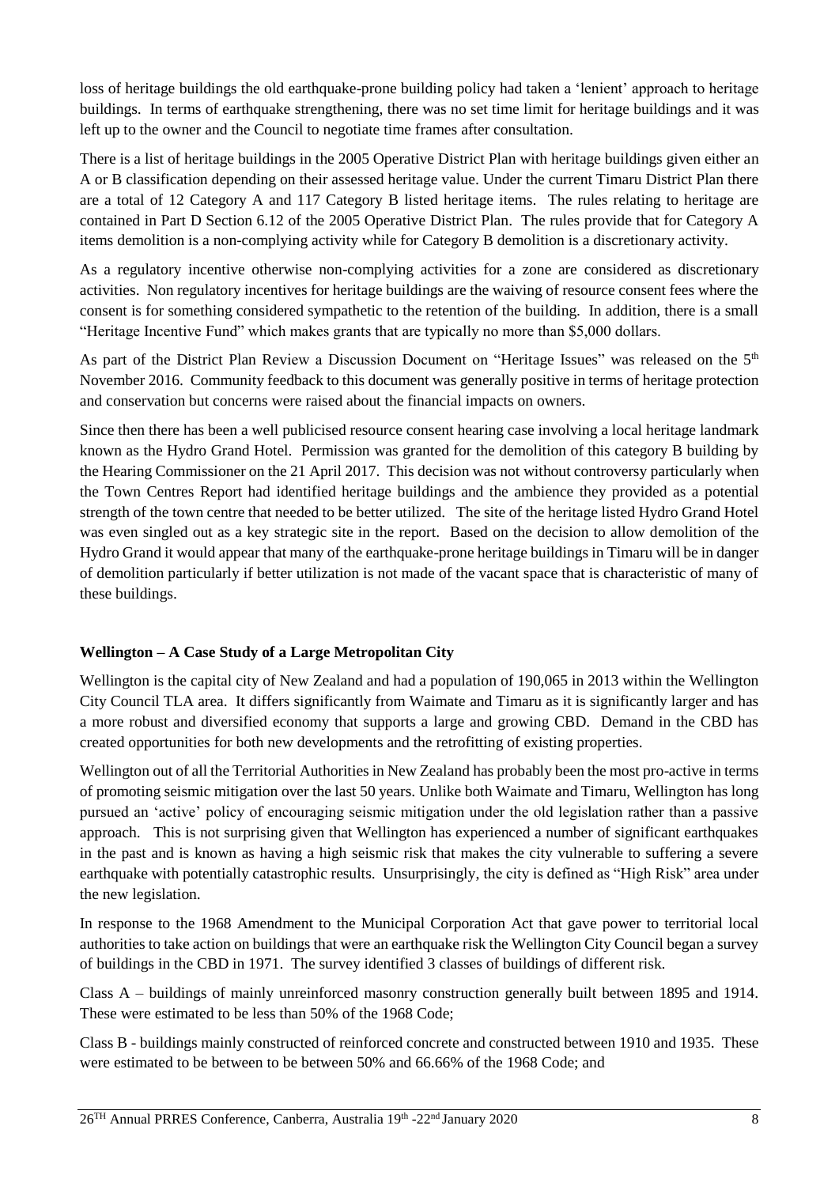loss of heritage buildings the old earthquake-prone building policy had taken a 'lenient' approach to heritage buildings. In terms of earthquake strengthening, there was no set time limit for heritage buildings and it was left up to the owner and the Council to negotiate time frames after consultation.

There is a list of heritage buildings in the 2005 Operative District Plan with heritage buildings given either an A or B classification depending on their assessed heritage value. Under the current Timaru District Plan there are a total of 12 Category A and 117 Category B listed heritage items. The rules relating to heritage are contained in Part D Section 6.12 of the 2005 Operative District Plan. The rules provide that for Category A items demolition is a non-complying activity while for Category B demolition is a discretionary activity.

As a regulatory incentive otherwise non-complying activities for a zone are considered as discretionary activities. Non regulatory incentives for heritage buildings are the waiving of resource consent fees where the consent is for something considered sympathetic to the retention of the building. In addition, there is a small "Heritage Incentive Fund" which makes grants that are typically no more than \$5,000 dollars.

As part of the District Plan Review a Discussion Document on "Heritage Issues" was released on the 5th November 2016. Community feedback to this document was generally positive in terms of heritage protection and conservation but concerns were raised about the financial impacts on owners.

Since then there has been a well publicised resource consent hearing case involving a local heritage landmark known as the Hydro Grand Hotel. Permission was granted for the demolition of this category B building by the Hearing Commissioner on the 21 April 2017. This decision was not without controversy particularly when the Town Centres Report had identified heritage buildings and the ambience they provided as a potential strength of the town centre that needed to be better utilized. The site of the heritage listed Hydro Grand Hotel was even singled out as a key strategic site in the report. Based on the decision to allow demolition of the Hydro Grand it would appear that many of the earthquake-prone heritage buildings in Timaru will be in danger of demolition particularly if better utilization is not made of the vacant space that is characteristic of many of these buildings.

**Wellington – A Case Study of a Large Metropolitan City**

Wellington is the capital city of New Zealand and had a population of 190,065 in 2013 within the Wellington City Council TLA area. It differs significantly from Waimate and Timaru as it is significantly larger and has a more robust and diversified economy that supports a large and growing CBD. Demand in the CBD has created opportunities for both new developments and the retrofitting of existing properties.

Wellington out of all the Territorial Authorities in New Zealand has probably been the most pro-active in terms of promoting seismic mitigation over the last 50 years. Unlike both Waimate and Timaru, Wellington has long pursued an 'active' policy of encouraging seismic mitigation under the old legislation rather than a passive approach. This is not surprising given that Wellington has experienced a number of significant earthquakes in the past and is known as having a high seismic risk that makes the city vulnerable to suffering a severe earthquake with potentially catastrophic results. Unsurprisingly, the city is defined as "High Risk" area under the new legislation.

In response to the 1968 Amendment to the Municipal Corporation Act that gave power to territorial local authorities to take action on buildings that were an earthquake risk the Wellington City Council began a survey of buildings in the CBD in 1971. The survey identified 3 classes of buildings of different risk.

Class A – buildings of mainly unreinforced masonry construction generally built between 1895 and 1914. These were estimated to be less than 50% of the 1968 Code;

Class B - buildings mainly constructed of reinforced concrete and constructed between 1910 and 1935. These were estimated to be between to be between 50% and 66.66% of the 1968 Code; and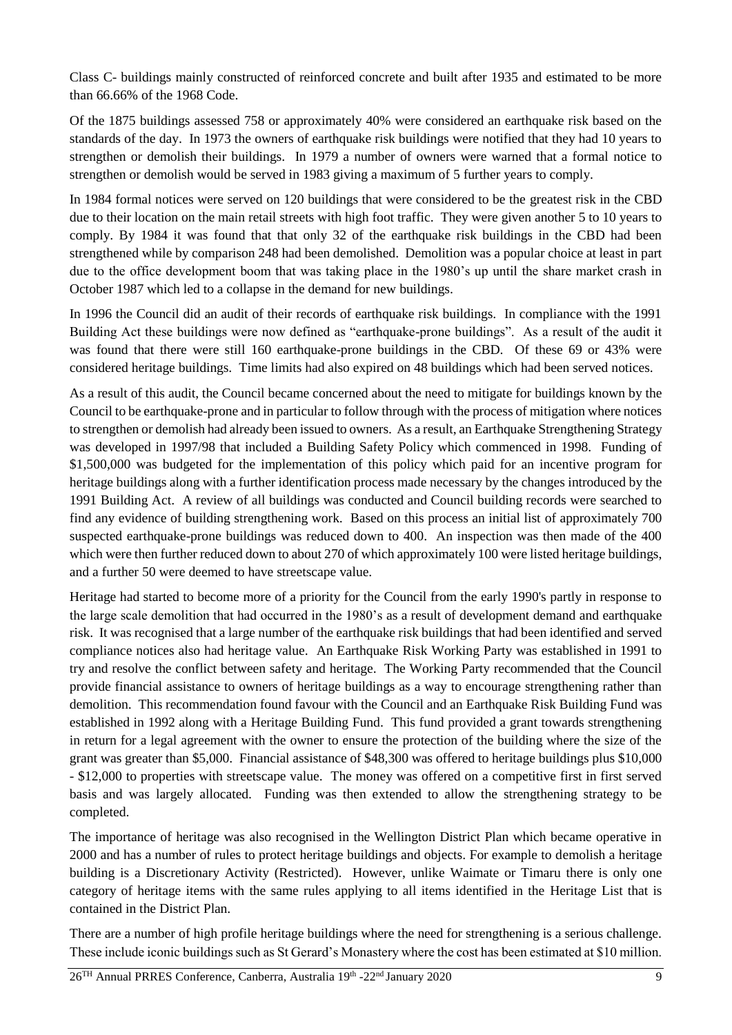Class C- buildings mainly constructed of reinforced concrete and built after 1935 and estimated to be more than 66.66% of the 1968 Code.

Of the 1875 buildings assessed 758 or approximately 40% were considered an earthquake risk based on the standards of the day. In 1973 the owners of earthquake risk buildings were notified that they had 10 years to strengthen or demolish their buildings. In 1979 a number of owners were warned that a formal notice to strengthen or demolish would be served in 1983 giving a maximum of 5 further years to comply.

In 1984 formal notices were served on 120 buildings that were considered to be the greatest risk in the CBD due to their location on the main retail streets with high foot traffic. They were given another 5 to 10 years to comply. By 1984 it was found that that only 32 of the earthquake risk buildings in the CBD had been strengthened while by comparison 248 had been demolished. Demolition was a popular choice at least in part due to the office development boom that was taking place in the 1980's up until the share market crash in October 1987 which led to a collapse in the demand for new buildings.

In 1996 the Council did an audit of their records of earthquake risk buildings. In compliance with the 1991 Building Act these buildings were now defined as "earthquake-prone buildings". As a result of the audit it was found that there were still 160 earthquake-prone buildings in the CBD. Of these 69 or 43% were considered heritage buildings. Time limits had also expired on 48 buildings which had been served notices.

As a result of this audit, the Council became concerned about the need to mitigate for buildings known by the Council to be earthquake-prone and in particular to follow through with the process of mitigation where notices to strengthen or demolish had already been issued to owners. As a result, an Earthquake Strengthening Strategy was developed in 1997/98 that included a Building Safety Policy which commenced in 1998. Funding of $1,500,000 was budgeted for the implementation of this policy which paid for an incentive program for heritage buildings along with a further identification process made necessary by the changes introduced by the 1991 Building Act. A review of all buildings was conducted and Council building records were searched to find any evidence of building strengthening work. Based on this process an initial list of approximately 700 suspected earthquake-prone buildings was reduced down to 400. An inspection was then made of the 400 which were then further reduced down to about 270 of which approximately 100 were listed heritage buildings, and a further 50 were deemed to have streetscape value.

Heritage had started to become more of a priority for the Council from the early 1990's partly in response to the large scale demolition that had occurred in the 1980's as a result of development demand and earthquake risk. It was recognised that a large number of the earthquake risk buildings that had been identified and served compliance notices also had heritage value. An Earthquake Risk Working Party was established in 1991 to try and resolve the conflict between safety and heritage. The Working Party recommended that the Council provide financial assistance to owners of heritage buildings as a way to encourage strengthening rather than demolition. This recommendation found favour with the Council and an Earthquake Risk Building Fund was established in 1992 along with a Heritage Building Fund. This fund provided a grant towards strengthening in return for a legal agreement with the owner to ensure the protection of the building where the size of the grant was greater than $5,000. Financial assistance of $48,300 was offered to heritage buildings plus $10,000 - $12,000 to properties with streetscape value. The money was offered on a competitive first in first served basis and was largely allocated. Funding was then extended to allow the strengthening strategy to be completed.

The importance of heritage was also recognised in the Wellington District Plan which became operative in 2000 and has a number of rules to protect heritage buildings and objects. For example to demolish a heritage building is a Discretionary Activity (Restricted). However, unlike Waimate or Timaru there is only one category of heritage items with the same rules applying to all items identified in the Heritage List that is contained in the District Plan.

There are a number of high profile heritage buildings where the need for strengthening is a serious challenge. These include iconic buildings such as St Gerard's Monastery where the cost has been estimated at $10 million.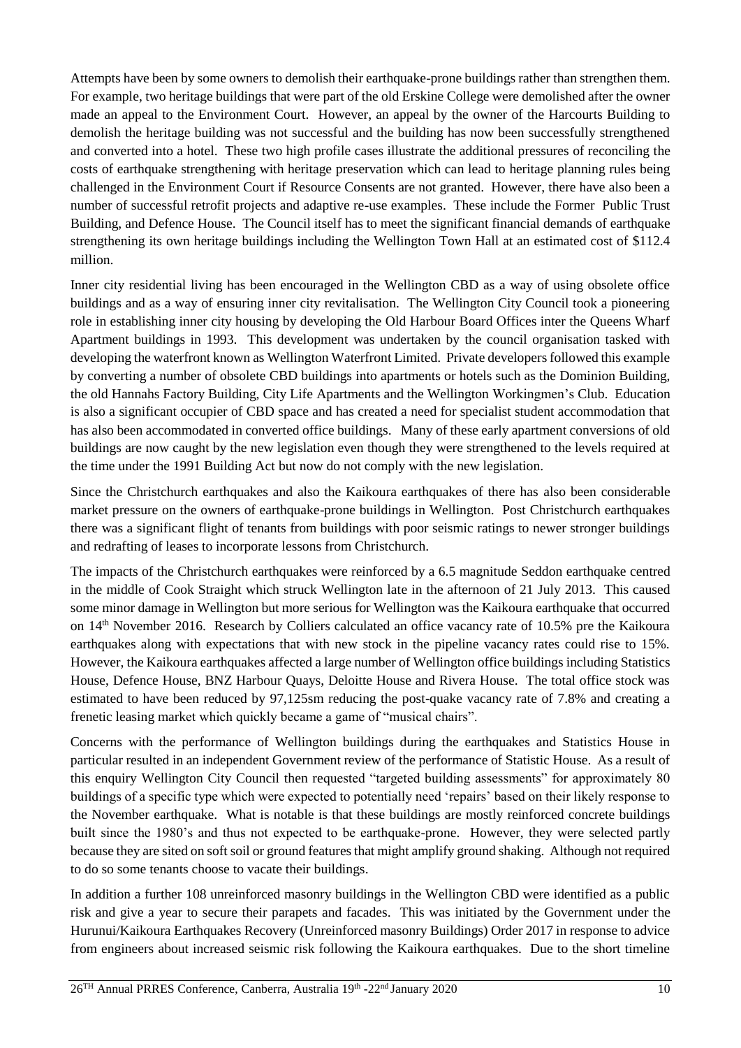Attempts have been by some owners to demolish their earthquake-prone buildings rather than strengthen them. For example, two heritage buildings that were part of the old Erskine College were demolished after the owner made an appeal to the Environment Court. However, an appeal by the owner of the Harcourts Building to demolish the heritage building was not successful and the building has now been successfully strengthened and converted into a hotel. These two high profile cases illustrate the additional pressures of reconciling the costs of earthquake strengthening with heritage preservation which can lead to heritage planning rules being challenged in the Environment Court if Resource Consents are not granted. However, there have also been a number of successful retrofit projects and adaptive re-use examples. These include the Former Public Trust Building, and Defence House. The Council itself has to meet the significant financial demands of earthquake strengthening its own heritage buildings including the Wellington Town Hall at an estimated cost of $112.4 million.

Inner city residential living has been encouraged in the Wellington CBD as a way of using obsolete office buildings and as a way of ensuring inner city revitalisation. The Wellington City Council took a pioneering role in establishing inner city housing by developing the Old Harbour Board Offices inter the Queens Wharf Apartment buildings in 1993. This development was undertaken by the council organisation tasked with developing the waterfront known as Wellington Waterfront Limited. Private developers followed this example by converting a number of obsolete CBD buildings into apartments or hotels such as the Dominion Building, the old Hannahs Factory Building, City Life Apartments and the Wellington Workingmen's Club. Education is also a significant occupier of CBD space and has created a need for specialist student accommodation that has also been accommodated in converted office buildings. Many of these early apartment conversions of old buildings are now caught by the new legislation even though they were strengthened to the levels required at the time under the 1991 Building Act but now do not comply with the new legislation.

Since the Christchurch earthquakes and also the Kaikoura earthquakes of there has also been considerable market pressure on the owners of earthquake-prone buildings in Wellington. Post Christchurch earthquakes there was a significant flight of tenants from buildings with poor seismic ratings to newer stronger buildings and redrafting of leases to incorporate lessons from Christchurch.

The impacts of the Christchurch earthquakes were reinforced by a 6.5 magnitude Seddon earthquake centred in the middle of Cook Straight which struck Wellington late in the afternoon of 21 July 2013. This caused some minor damage in Wellington but more serious for Wellington was the Kaikoura earthquake that occurred on 14th November 2016. Research by Colliers calculated an office vacancy rate of 10.5% pre the Kaikoura earthquakes along with expectations that with new stock in the pipeline vacancy rates could rise to 15%. However, the Kaikoura earthquakes affected a large number of Wellington office buildings including Statistics House, Defence House, BNZ Harbour Quays, Deloitte House and Rivera House. The total office stock was estimated to have been reduced by 97,125sm reducing the post-quake vacancy rate of 7.8% and creating a frenetic leasing market which quickly became a game of "musical chairs".

Concerns with the performance of Wellington buildings during the earthquakes and Statistics House in particular resulted in an independent Government review of the performance of Statistic House. As a result of this enquiry Wellington City Council then requested "targeted building assessments" for approximately 80 buildings of a specific type which were expected to potentially need 'repairs' based on their likely response to the November earthquake. What is notable is that these buildings are mostly reinforced concrete buildings built since the 1980's and thus not expected to be earthquake-prone. However, they were selected partly because they are sited on soft soil or ground features that might amplify ground shaking. Although not required to do so some tenants choose to vacate their buildings.

In addition a further 108 unreinforced masonry buildings in the Wellington CBD were identified as a public risk and give a year to secure their parapets and facades. This was initiated by the Government under the Hurunui/Kaikoura Earthquakes Recovery (Unreinforced masonry Buildings) Order 2017 in response to advice from engineers about increased seismic risk following the Kaikoura earthquakes. Due to the short timeline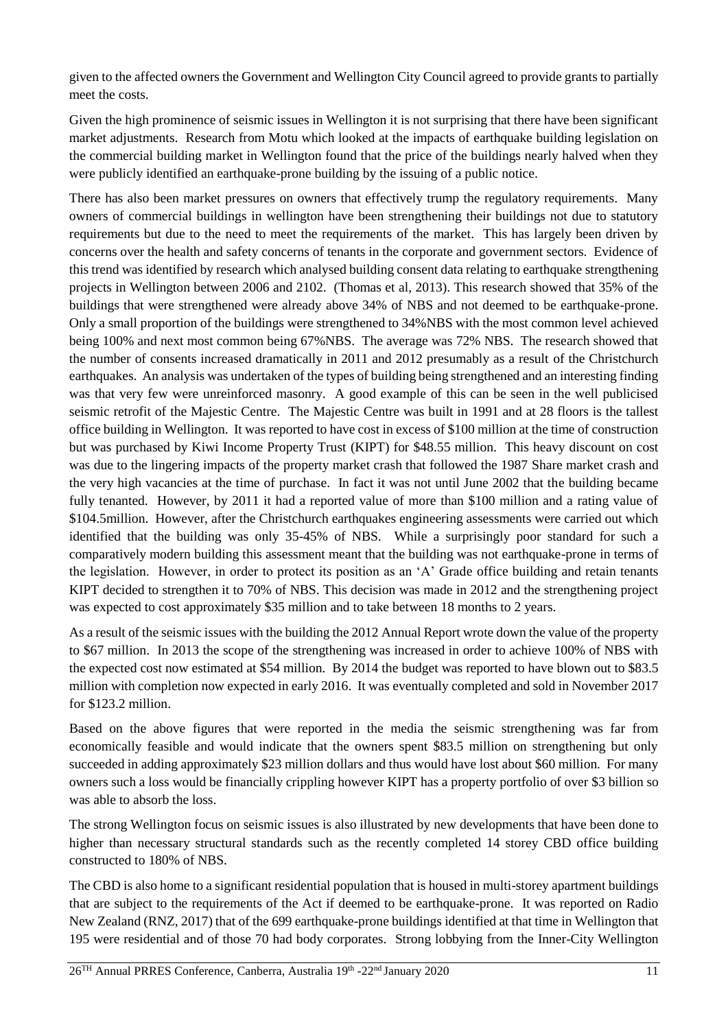given to the affected owners the Government and Wellington City Council agreed to provide grants to partially meet the costs.

Given the high prominence of seismic issues in Wellington it is not surprising that there have been significant market adjustments. Research from Motu which looked at the impacts of earthquake building legislation on the commercial building market in Wellington found that the price of the buildings nearly halved when they were publicly identified an earthquake-prone building by the issuing of a public notice.

There has also been market pressures on owners that effectively trump the regulatory requirements. Many owners of commercial buildings in wellington have been strengthening their buildings not due to statutory requirements but due to the need to meet the requirements of the market. This has largely been driven by concerns over the health and safety concerns of tenants in the corporate and government sectors. Evidence of this trend was identified by research which analysed building consent data relating to earthquake strengthening projects in Wellington between 2006 and 2102. (Thomas et al, 2013). This research showed that 35% of the buildings that were strengthened were already above 34% of NBS and not deemed to be earthquake-prone. Only a small proportion of the buildings were strengthened to 34%NBS with the most common level achieved being 100% and next most common being 67%NBS. The average was 72% NBS. The research showed that the number of consents increased dramatically in 2011 and 2012 presumably as a result of the Christchurch earthquakes. An analysis was undertaken of the types of building being strengthened and an interesting finding was that very few were unreinforced masonry. A good example of this can be seen in the well publicised seismic retrofit of the Majestic Centre. The Majestic Centre was built in 1991 and at 28 floors is the tallest office building in Wellington. It was reported to have cost in excess of $100 million at the time of construction but was purchased by Kiwi Income Property Trust (KIPT) for $48.55 million. This heavy discount on cost was due to the lingering impacts of the property market crash that followed the 1987 Share market crash and the very high vacancies at the time of purchase. In fact it was not until June 2002 that the building became fully tenanted. However, by 2011 it had a reported value of more than $100 million and a rating value of $104.5million. However, after the Christchurch earthquakes engineering assessments were carried out which identified that the building was only 35-45% of NBS. While a surprisingly poor standard for such a comparatively modern building this assessment meant that the building was not earthquake-prone in terms of the legislation. However, in order to protect its position as an 'A' Grade office building and retain tenants KIPT decided to strengthen it to 70% of NBS. This decision was made in 2012 and the strengthening project was expected to cost approximately $35 million and to take between 18 months to 2 years.

As a result of the seismic issues with the building the 2012 Annual Report wrote down the value of the property to $67 million. In 2013 the scope of the strengthening was increased in order to achieve 100% of NBS with the expected cost now estimated at $54 million. By 2014 the budget was reported to have blown out to $83.5 million with completion now expected in early 2016. It was eventually completed and sold in November 2017 for $123.2 million.

Based on the above figures that were reported in the media the seismic strengthening was far from economically feasible and would indicate that the owners spent $83.5 million on strengthening but only succeeded in adding approximately $23 million dollars and thus would have lost about $60 million. For many owners such a loss would be financially crippling however KIPT has a property portfolio of over $3 billion so was able to absorb the loss.

The strong Wellington focus on seismic issues is also illustrated by new developments that have been done to higher than necessary structural standards such as the recently completed 14 storey CBD office building constructed to 180% of NBS.

The CBD is also home to a significant residential population that is housed in multi-storey apartment buildings that are subject to the requirements of the Act if deemed to be earthquake-prone. It was reported on Radio New Zealand (RNZ, 2017) that of the 699 earthquake-prone buildings identified at that time in Wellington that 195 were residential and of those 70 had body corporates. Strong lobbying from the Inner-City Wellington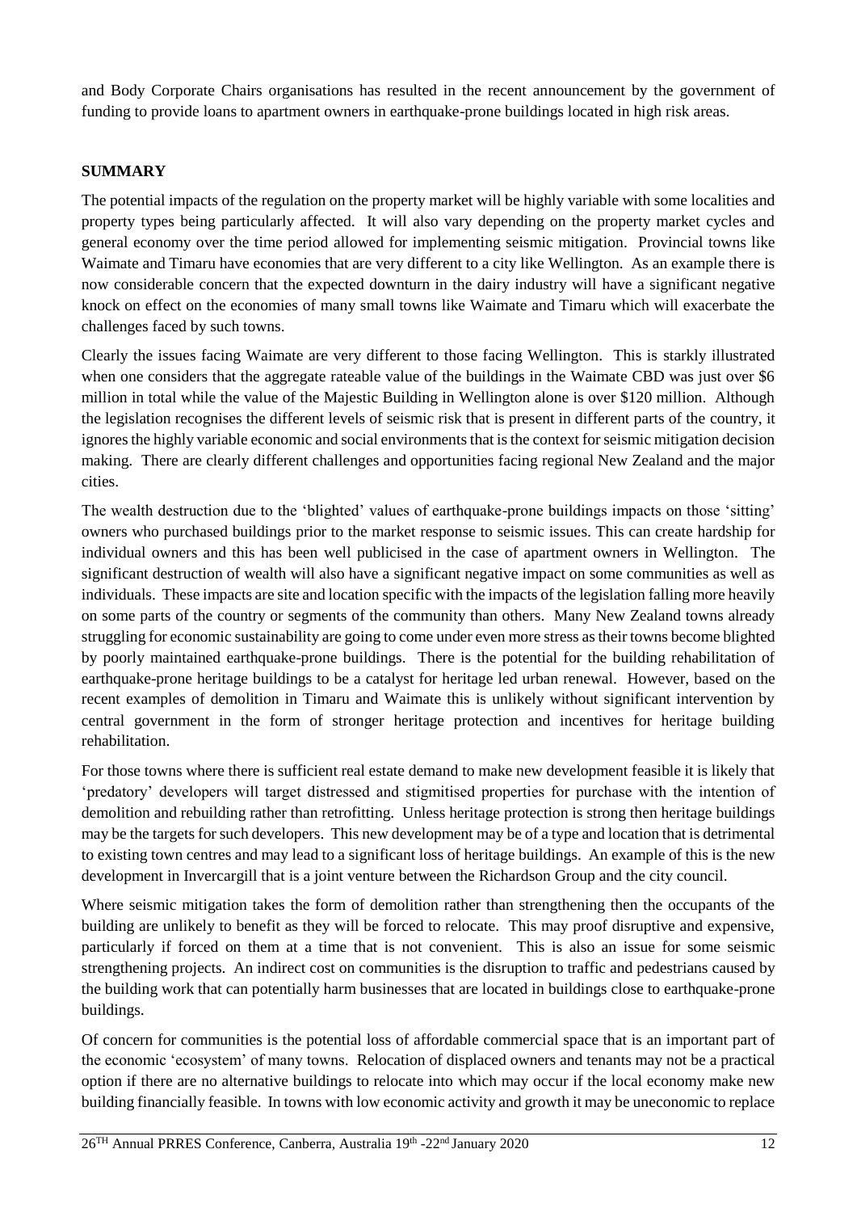and Body Corporate Chairs organisations has resulted in the recent announcement by the government of funding to provide loans to apartment owners in earthquake-prone buildings located in high risk areas.

## SUMMARY

The potential impacts of the regulation on the property market will be highly variable with some localities and property types being particularly affected. It will also vary depending on the property market cycles and general economy over the time period allowed for implementing seismic mitigation. Provincial towns like Waimate and Timaru have economies that are very different to a city like Wellington. As an example there is now considerable concern that the expected downturn in the dairy industry will have a significant negative knock on effect on the economies of many small towns like Waimate and Timaru which will exacerbate the challenges faced by such towns.

Clearly the issues facing Waimate are very different to those facing Wellington. This is starkly illustrated when one considers that the aggregate rateable value of the buildings in the Waimate CBD was just over $6 million in total while the value of the Majestic Building in Wellington alone is over $120 million. Although the legislation recognises the different levels of seismic risk that is present in different parts of the country, it ignores the highly variable economic and social environments that is the context for seismic mitigation decision making. There are clearly different challenges and opportunities facing regional New Zealand and the major cities.

The wealth destruction due to the 'blighted' values of earthquake-prone buildings impacts on those 'sitting' owners who purchased buildings prior to the market response to seismic issues. This can create hardship for individual owners and this has been well publicised in the case of apartment owners in Wellington. The significant destruction of wealth will also have a significant negative impact on some communities as well as individuals. These impacts are site and location specific with the impacts of the legislation falling more heavily on some parts of the country or segments of the community than others. Many New Zealand towns already struggling for economic sustainability are going to come under even more stress as their towns become blighted by poorly maintained earthquake-prone buildings. There is the potential for the building rehabilitation of earthquake-prone heritage buildings to be a catalyst for heritage led urban renewal. However, based on the recent examples of demolition in Timaru and Waimate this is unlikely without significant intervention by central government in the form of stronger heritage protection and incentives for heritage building rehabilitation.

For those towns where there is sufficient real estate demand to make new development feasible it is likely that 'predatory' developers will target distressed and stigmitised properties for purchase with the intention of demolition and rebuilding rather than retrofitting. Unless heritage protection is strong then heritage buildings may be the targets for such developers. This new development may be of a type and location that is detrimental to existing town centres and may lead to a significant loss of heritage buildings. An example of this is the new development in Invercargill that is a joint venture between the Richardson Group and the city council.

Where seismic mitigation takes the form of demolition rather than strengthening then the occupants of the building are unlikely to benefit as they will be forced to relocate. This may proof disruptive and expensive, particularly if forced on them at a time that is not convenient. This is also an issue for some seismic strengthening projects. An indirect cost on communities is the disruption to traffic and pedestrians caused by the building work that can potentially harm businesses that are located in buildings close to earthquake-prone buildings.

Of concern for communities is the potential loss of affordable commercial space that is an important part of the economic 'ecosystem' of many towns. Relocation of displaced owners and tenants may not be a practical option if there are no alternative buildings to relocate into which may occur if the local economy make new building financially feasible. In towns with low economic activity and growth it may be uneconomic to replace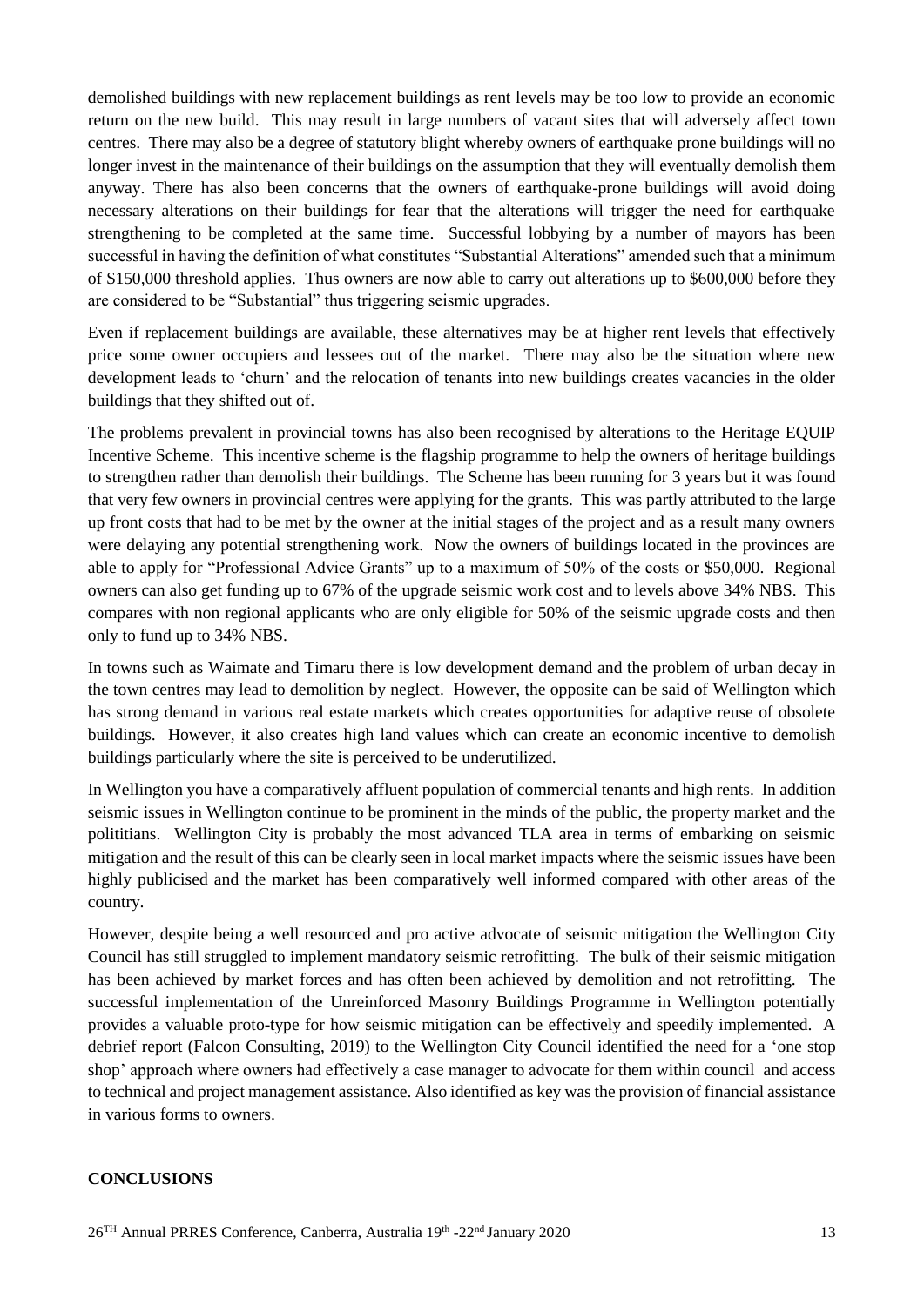demolished buildings with new replacement buildings as rent levels may be too low to provide an economic return on the new build. This may result in large numbers of vacant sites that will adversely affect town centres. There may also be a degree of statutory blight whereby owners of earthquake prone buildings will no longer invest in the maintenance of their buildings on the assumption that they will eventually demolish them anyway. There has also been concerns that the owners of earthquake-prone buildings will avoid doing necessary alterations on their buildings for fear that the alterations will trigger the need for earthquake strengthening to be completed at the same time. Successful lobbying by a number of mayors has been successful in having the definition of what constitutes "Substantial Alterations" amended such that a minimum of $150,000 threshold applies. Thus owners are now able to carry out alterations up to $600,000 before they are considered to be "Substantial" thus triggering seismic upgrades.

Even if replacement buildings are available, these alternatives may be at higher rent levels that effectively price some owner occupiers and lessees out of the market. There may also be the situation where new development leads to 'churn' and the relocation of tenants into new buildings creates vacancies in the older buildings that they shifted out of.

The problems prevalent in provincial towns has also been recognised by alterations to the Heritage EQUIP Incentive Scheme. This incentive scheme is the flagship programme to help the owners of heritage buildings to strengthen rather than demolish their buildings. The Scheme has been running for 3 years but it was found that very few owners in provincial centres were applying for the grants. This was partly attributed to the large up front costs that had to be met by the owner at the initial stages of the project and as a result many owners were delaying any potential strengthening work. Now the owners of buildings located in the provinces are able to apply for "Professional Advice Grants" up to a maximum of 50% of the costs or $50,000. Regional owners can also get funding up to 67% of the upgrade seismic work cost and to levels above 34% NBS. This compares with non regional applicants who are only eligible for 50% of the seismic upgrade costs and then only to fund up to 34% NBS.

In towns such as Waimate and Timaru there is low development demand and the problem of urban decay in the town centres may lead to demolition by neglect. However, the opposite can be said of Wellington which has strong demand in various real estate markets which creates opportunities for adaptive reuse of obsolete buildings. However, it also creates high land values which can create an economic incentive to demolish buildings particularly where the site is perceived to be underutilized.

In Wellington you have a comparatively affluent population of commercial tenants and high rents. In addition seismic issues in Wellington continue to be prominent in the minds of the public, the property market and the polititians. Wellington City is probably the most advanced TLA area in terms of embarking on seismic mitigation and the result of this can be clearly seen in local market impacts where the seismic issues have been highly publicised and the market has been comparatively well informed compared with other areas of the country.

However, despite being a well resourced and pro active advocate of seismic mitigation the Wellington City Council has still struggled to implement mandatory seismic retrofitting. The bulk of their seismic mitigation has been achieved by market forces and has often been achieved by demolition and not retrofitting. The successful implementation of the Unreinforced Masonry Buildings Programme in Wellington potentially provides a valuable proto-type for how seismic mitigation can be effectively and speedily implemented. A debrief report (Falcon Consulting, 2019) to the Wellington City Council identified the need for a 'one stop shop' approach where owners had effectively a case manager to advocate for them within council and access to technical and project management assistance. Also identified as key was the provision of financial assistance in various forms to owners.

## CONCLUSIONS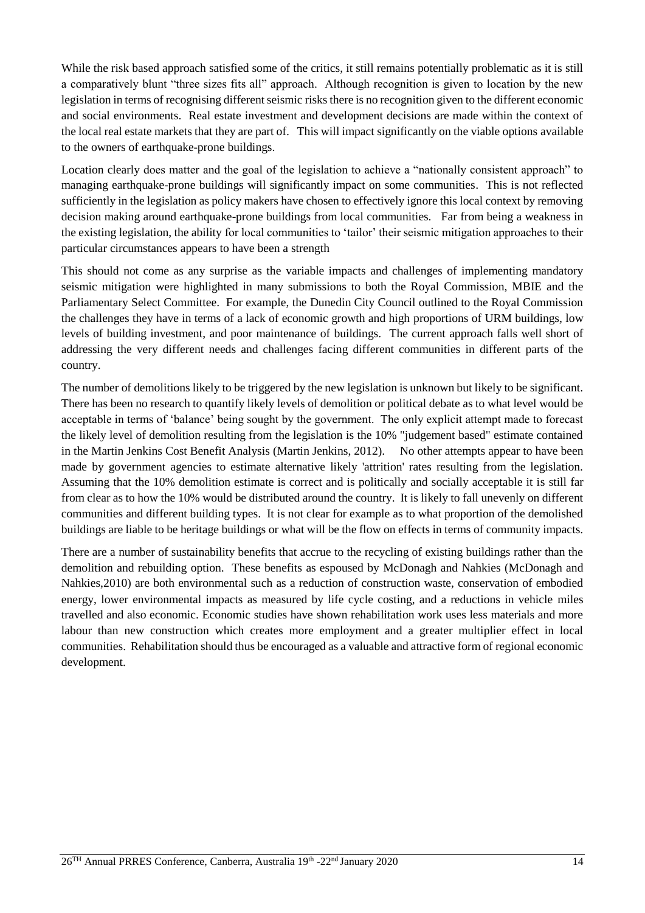While the risk based approach satisfied some of the critics, it still remains potentially problematic as it is still a comparatively blunt "three sizes fits all" approach. Although recognition is given to location by the new legislation in terms of recognising different seismic risks there is no recognition given to the different economic and social environments. Real estate investment and development decisions are made within the context of the local real estate markets that they are part of. This will impact significantly on the viable options available to the owners of earthquake-prone buildings.

Location clearly does matter and the goal of the legislation to achieve a "nationally consistent approach" to managing earthquake-prone buildings will significantly impact on some communities. This is not reflected sufficiently in the legislation as policy makers have chosen to effectively ignore this local context by removing decision making around earthquake-prone buildings from local communities. Far from being a weakness in the existing legislation, the ability for local communities to 'tailor' their seismic mitigation approaches to their particular circumstances appears to have been a strength

This should not come as any surprise as the variable impacts and challenges of implementing mandatory seismic mitigation were highlighted in many submissions to both the Royal Commission, MBIE and the Parliamentary Select Committee. For example, the Dunedin City Council outlined to the Royal Commission the challenges they have in terms of a lack of economic growth and high proportions of URM buildings, low levels of building investment, and poor maintenance of buildings. The current approach falls well short of addressing the very different needs and challenges facing different communities in different parts of the country.

The number of demolitions likely to be triggered by the new legislation is unknown but likely to be significant. There has been no research to quantify likely levels of demolition or political debate as to what level would be acceptable in terms of 'balance' being sought by the government. The only explicit attempt made to forecast the likely level of demolition resulting from the legislation is the 10% "judgement based" estimate contained in the Martin Jenkins Cost Benefit Analysis (Martin Jenkins, 2012). No other attempts appear to have been made by government agencies to estimate alternative likely 'attrition' rates resulting from the legislation. Assuming that the 10% demolition estimate is correct and is politically and socially acceptable it is still far from clear as to how the 10% would be distributed around the country. It is likely to fall unevenly on different communities and different building types. It is not clear for example as to what proportion of the demolished buildings are liable to be heritage buildings or what will be the flow on effects in terms of community impacts.

There are a number of sustainability benefits that accrue to the recycling of existing buildings rather than the demolition and rebuilding option. These benefits as espoused by McDonagh and Nahkies (McDonagh and Nahkies,2010) are both environmental such as a reduction of construction waste, conservation of embodied energy, lower environmental impacts as measured by life cycle costing, and a reductions in vehicle miles travelled and also economic. Economic studies have shown rehabilitation work uses less materials and more labour than new construction which creates more employment and a greater multiplier effect in local communities. Rehabilitation should thus be encouraged as a valuable and attractive form of regional economic development.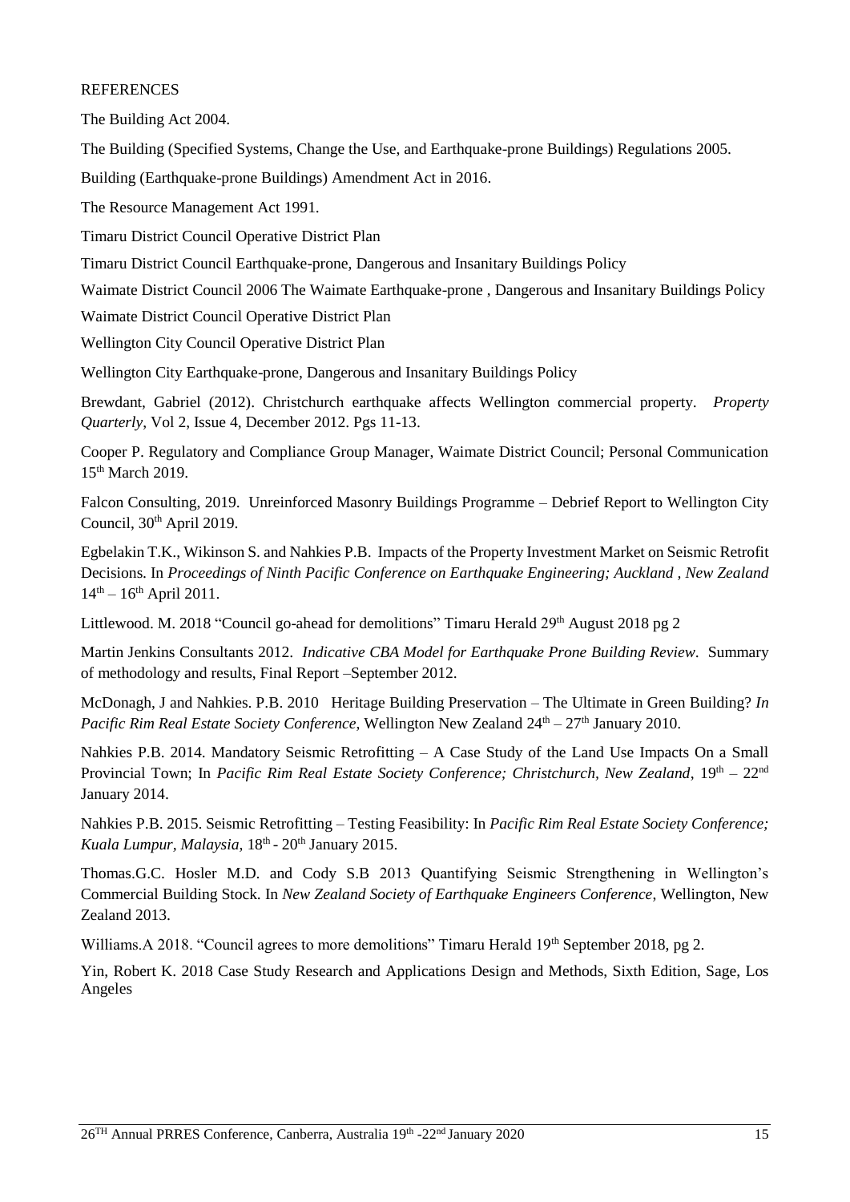## REFERENCES

The Building Act 2004.

The Building (Specified Systems, Change the Use, and Earthquake-prone Buildings) Regulations 2005.

Building (Earthquake-prone Buildings) Amendment Act in 2016.

The Resource Management Act 1991.

Timaru District Council Operative District Plan

Timaru District Council Earthquake-prone, Dangerous and Insanitary Buildings Policy

Waimate District Council 2006 The Waimate Earthquake-prone , Dangerous and Insanitary Buildings Policy

Waimate District Council Operative District Plan

Wellington City Council Operative District Plan

Wellington City Earthquake-prone, Dangerous and Insanitary Buildings Policy

Brewdant, Gabriel (2012). Christchurch earthquake affects Wellington commercial property. *Property Quarterly*, Vol 2, Issue 4, December 2012. Pgs 11-13.

Cooper P. Regulatory and Compliance Group Manager, Waimate District Council; Personal Communication 15th March 2019.

Falcon Consulting, 2019. Unreinforced Masonry Buildings Programme – Debrief Report to Wellington City Council, 30th April 2019.

Egbelakin T.K., Wikinson S. and Nahkies P.B. Impacts of the Property Investment Market on Seismic Retrofit Decisions. In *Proceedings of Ninth Pacific Conference on Earthquake Engineering; Auckland , New Zealand* 14th – 16th April 2011.

Littlewood. M. 2018 "Council go-ahead for demolitions" Timaru Herald 29th August 2018 pg 2

Martin Jenkins Consultants 2012. *Indicative CBA Model for Earthquake Prone Building Review*. Summary of methodology and results, Final Report –September 2012.

McDonagh, J and Nahkies. P.B. 2010 Heritage Building Preservation – The Ultimate in Green Building? *In Pacific Rim Real Estate Society Conference*, Wellington New Zealand 24th – 27th January 2010.

Nahkies P.B. 2014. Mandatory Seismic Retrofitting – A Case Study of the Land Use Impacts On a Small Provincial Town; In *Pacific Rim Real Estate Society Conference; Christchurch, New Zealand*, 19th – 22nd January 2014.

Nahkies P.B. 2015. Seismic Retrofitting – Testing Feasibility: In *Pacific Rim Real Estate Society Conference; Kuala Lumpur, Malaysia*, 18th - 20th January 2015.

Thomas.G.C. Hosler M.D. and Cody S.B 2013 Quantifying Seismic Strengthening in Wellington's Commercial Building Stock. In *New Zealand Society of Earthquake Engineers Conference*, Wellington, New Zealand 2013.

Williams.A 2018. "Council agrees to more demolitions" Timaru Herald 19th September 2018, pg 2.

Yin, Robert K. 2018 Case Study Research and Applications Design and Methods, Sixth Edition, Sage, Los Angeles